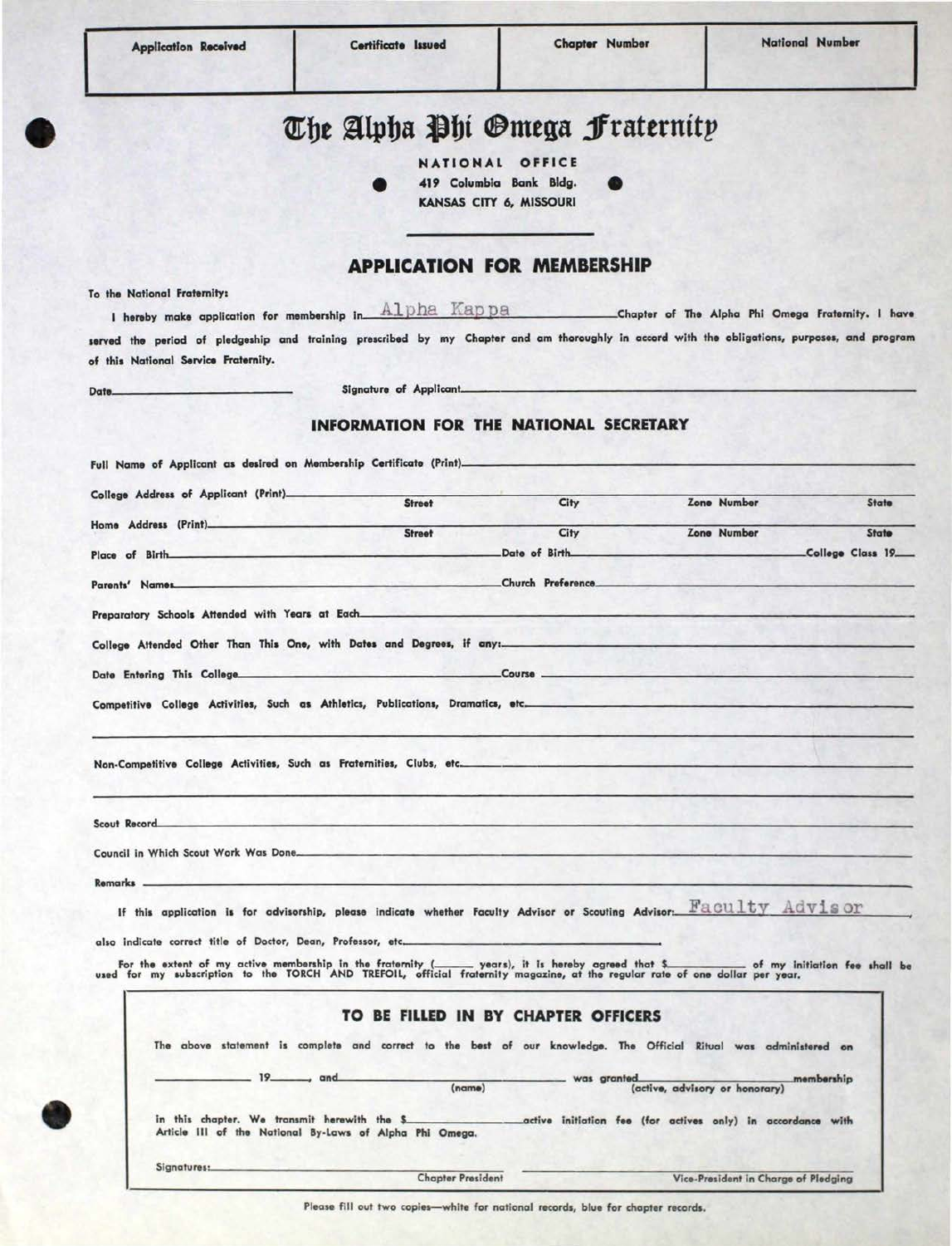| Application Received | Certificate Issued | Chapter Number | National Number |
|---|---|---|---|
| | | | |

# The Alpha Phi Omega Fraternity

NATIONAL OFFICE
419 Columbia Bank Bldg.
KANSAS CITY 6, MISSOURI

## APPLICATION FOR MEMBERSHIP

To the National Fraternity:

I hereby make application for membership in Alpha Kappa Chapter of The Alpha Phi Omega Fraternity. I have served the period of pledgeship and training prescribed by my Chapter and am thoroughly in accord with the obligations, purposes, and program of this National Service Fraternity.

Date\_\_\_\_\_\_\_\_\_\_ Signature of Applicant\_\_\_\_\_\_\_\_\_\_

## INFORMATION FOR THE NATIONAL SECRETARY

Full Name of Applicant as desired on Membership Certificate (Print)\_\_\_\_\_\_\_\_\_\_

College Address of Applicant (Print)\_\_\_\_\_\_\_\_\_\_ Street City Zone Number State

Home Address (Print)\_\_\_\_\_\_\_\_\_\_ Street City Zone Number State

Place of Birth\_\_\_\_\_\_\_\_\_\_ Date of Birth\_\_\_\_\_\_\_\_\_\_ College Class 19\_\_

Parents' Names\_\_\_\_\_\_\_\_\_\_ Church Preference\_\_\_\_\_\_\_\_\_\_

Preparatory Schools Attended with Years at Each\_\_\_\_\_\_\_\_\_\_

College Attended Other Than This One, with Dates and Degrees, if any:\_\_\_\_\_\_\_\_\_\_

Date Entering This College\_\_\_\_\_\_\_\_\_\_ Course\_\_\_\_\_\_\_\_\_\_

Competitive College Activities, Such as Athletics, Publications, Dramatics, etc.\_\_\_\_\_\_\_\_\_\_

Non-Competitive College Activities, Such as Fraternities, Clubs, etc.\_\_\_\_\_\_\_\_\_\_

Scout Record\_\_\_\_\_\_\_\_\_\_

Council in Which Scout Work Was Done\_\_\_\_\_\_\_\_\_\_

Remarks\_\_\_\_\_\_\_\_\_\_

If this application is for advisorship, please indicate whether Faculty Advisor or Scouting Advisor: Faculty Advisor

also indicate correct title of Doctor, Dean, Professor, etc.\_\_\_\_\_\_\_\_\_\_

For the extent of my active membership in the fraternity (\_\_\_\_ years), it is hereby agreed that $\_\_\_\_ of my initiation fee shall be used for my subscription to the TORCH AND TREFOIL, official fraternity magazine, at the regular rate of one dollar per year.

### TO BE FILLED IN BY CHAPTER OFFICERS

The above statement is complete and correct to the best of our knowledge. The Official Ritual was administered on \_\_\_\_\_\_\_\_\_\_ 19\_\_\_\_, and \_\_\_\_\_\_\_\_\_\_ (name) was granted \_\_\_\_\_\_\_\_\_\_ (active, advisory or honorary) membership in this chapter. We transmit herewith the $\_\_\_\_\_\_\_\_\_\_ active initiation fee (for actives only) in accordance with Article III of the National By-Laws of Alpha Phi Omega.

Signatures:\_\_\_\_\_\_\_\_\_\_ Chapter President \_\_\_\_\_\_\_\_\_\_ Vice-President in Charge of Pledging

Please fill out two copies—white for national records, blue for chapter records.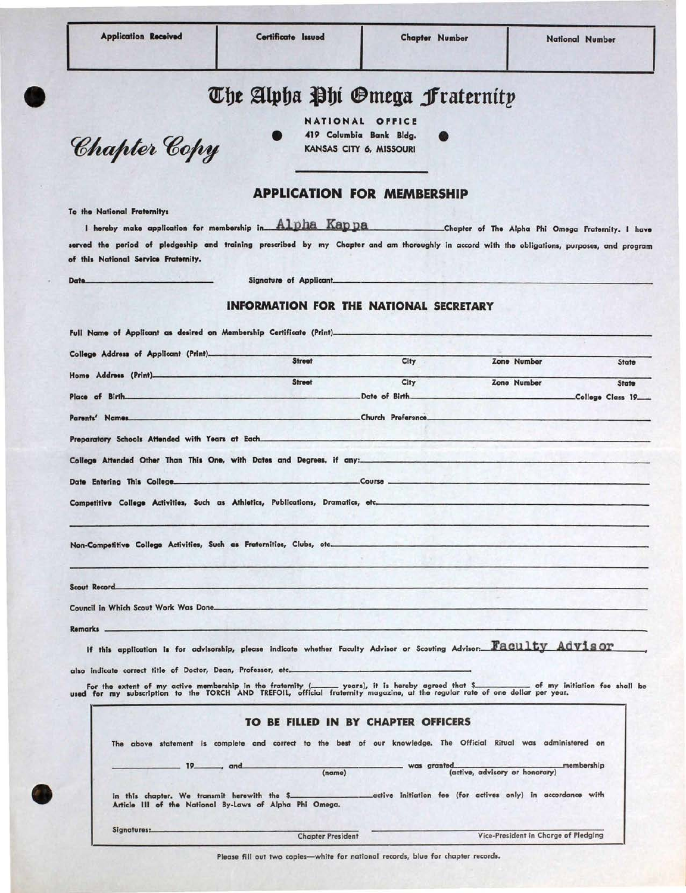| Application Received | Certificate Issued | Chapter Number | National Number |
|---|---|---|---|
| | | | |

# The Alpha Phi Omega Fraternity

*Chapter Copy*

NATIONAL OFFICE
419 Columbia Bank Bldg.
KANSAS CITY 6, MISSOURI

## APPLICATION FOR MEMBERSHIP

To the National Fraternity:

I hereby make application for membership in Alpha Kappa Chapter of The Alpha Phi Omega Fraternity. I have served the period of pledgeship and training prescribed by my Chapter and am thoroughly in accord with the obligations, purposes, and program of this National Service Fraternity.

Date ____________ Signature of Applicant ____________

## INFORMATION FOR THE NATIONAL SECRETARY

Full Name of Applicant as desired on Membership Certificate (Print) ____________

College Address of Applicant (Print) ____________ Street ____________ City ____________ Zone Number ____________ State

Home Address (Print) ____________ Street ____________ City ____________ Zone Number ____________ State

Place of Birth ____________ Date of Birth ____________ College Class 19____

Parents' Names ____________ Church Preference ____________

Preparatory Schools Attended with Years at Each ____________

College Attended Other Than This One, with Dates and Degrees, if any: ____________

Date Entering This College ____________ Course ____________

Competitive College Activities, Such as Athletics, Publications, Dramatics, etc. ____________

Non-Competitive College Activities, Such as Fraternities, Clubs, etc. ____________

Scout Record ____________

Council in Which Scout Work Was Done ____________

Remarks ____________

If this application is for advisorship, please indicate whether Faculty Advisor or Scouting Advisor: Faculty Advisor,

also indicate correct title of Doctor, Dean, Professor, etc. ____________

For the extent of my active membership in the fraternity (____ years), it is hereby agreed that $____________ of my initiation fee shall be used for my subscription to the TORCH AND TREFOIL, official fraternity magazine, at the regular rate of one dollar per year.

### TO BE FILLED IN BY CHAPTER OFFICERS

The above statement is complete and correct to the best of our knowledge. The Official Ritual was administered on ____________ 19____, and ____________ (name) was granted ____________ (active, advisory or honorary) membership in this chapter. We transmit herewith the $____________ active initiation fee (for actives only) in accordance with Article III of the National By-Laws of Alpha Phi Omega.

Signatures: ____________ Chapter President ____________ Vice-President in Charge of Pledging

Please fill out two copies—white for national records, blue for chapter records.